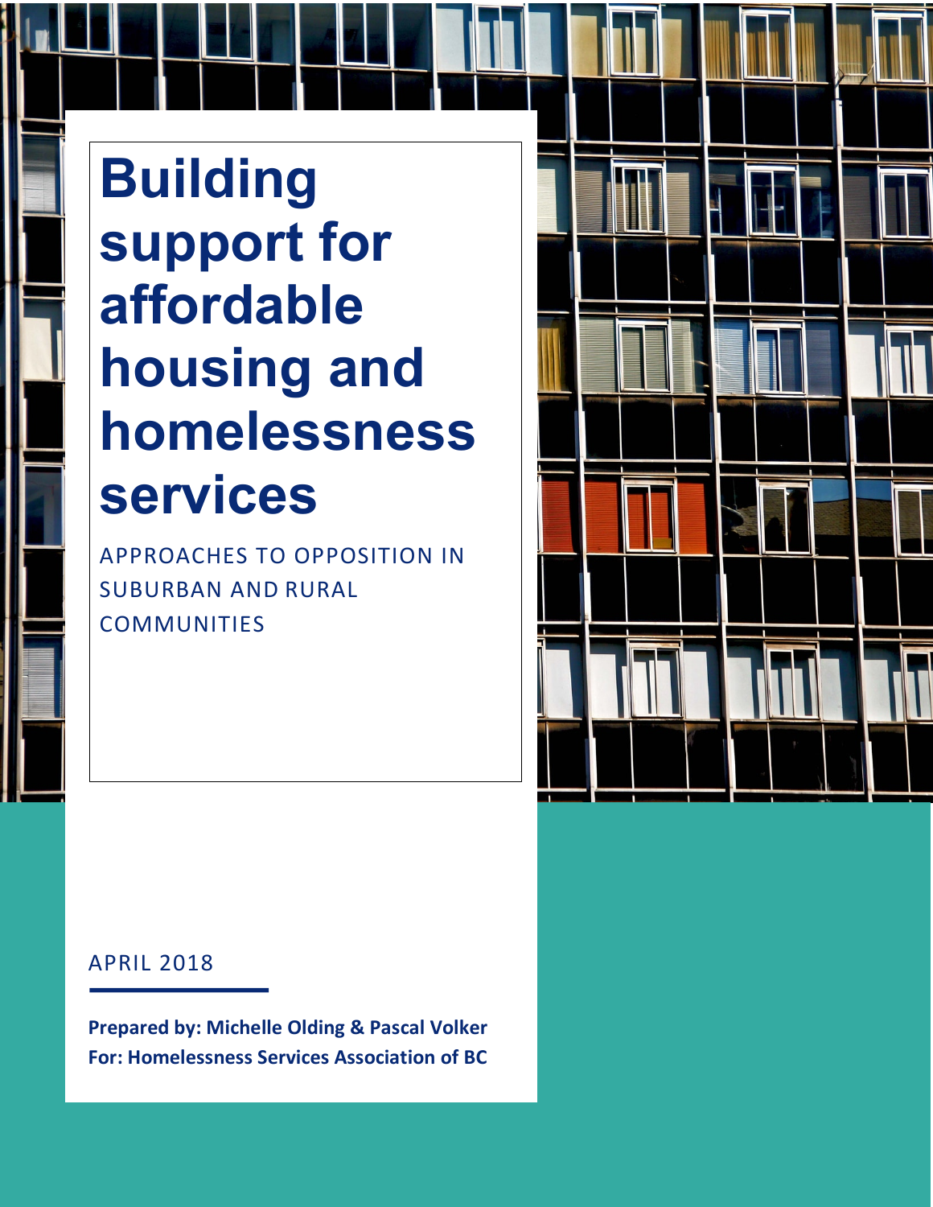# Building support for affordable housing and homelessness services

APPROACHES TO OPPOSITION IN SUBURBAN AND RURAL COMMUNITIES

APRIL 2018

**Prepared by: Michelle Olding & Pascal Volker**
**For: Homelessness Services Association of BC**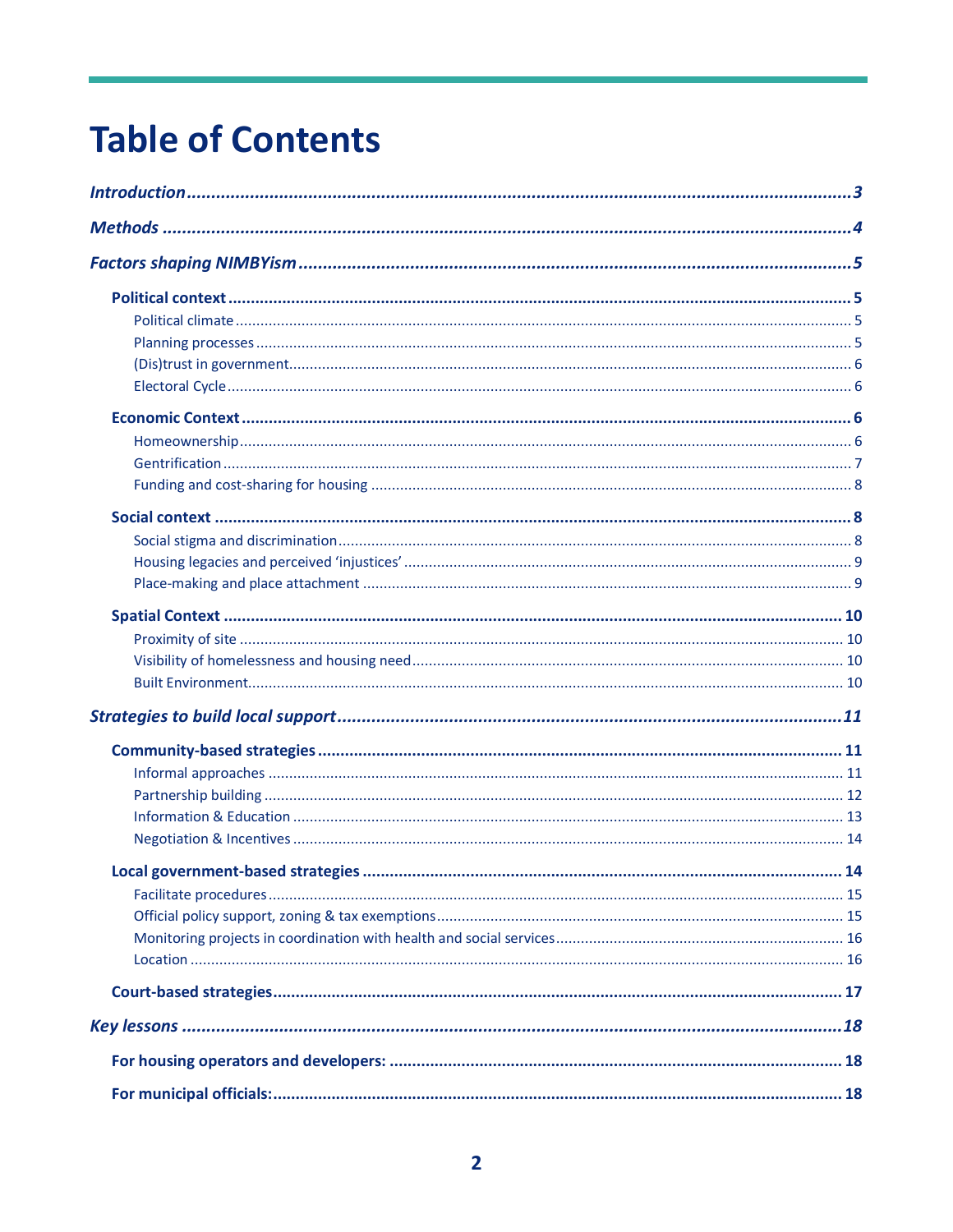# Table of Contents

*Introduction* ... 3

*Methods* ... 4

*Factors shaping NIMBYism* ... 5

**Political context** ... 5
- Political climate ... 5
- Planning processes ... 5
- (Dis)trust in government ... 6
- Electoral Cycle ... 6

**Economic Context** ... 6
- Homeownership ... 6
- Gentrification ... 7
- Funding and cost-sharing for housing ... 8

**Social context** ... 8
- Social stigma and discrimination ... 8
- Housing legacies and perceived 'injustices' ... 9
- Place-making and place attachment ... 9

**Spatial Context** ... 10
- Proximity of site ... 10
- Visibility of homelessness and housing need ... 10
- Built Environment ... 10

*Strategies to build local support* ... 11

**Community-based strategies** ... 11
- Informal approaches ... 11
- Partnership building ... 12
- Information & Education ... 13
- Negotiation & Incentives ... 14

**Local government-based strategies** ... 14
- Facilitate procedures ... 15
- Official policy support, zoning & tax exemptions ... 15
- Monitoring projects in coordination with health and social services ... 16
- Location ... 16

**Court-based strategies** ... 17

*Key lessons* ... 18

**For housing operators and developers:** ... 18

**For municipal officials:** ... 18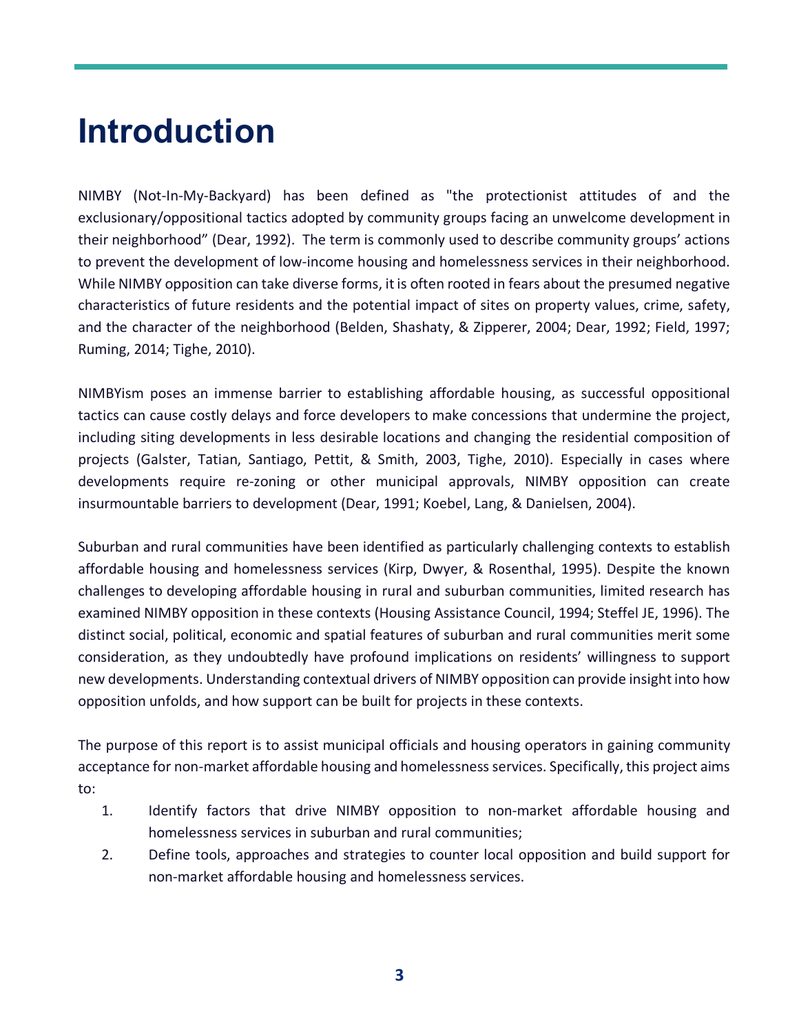# Introduction

NIMBY (Not-In-My-Backyard) has been defined as "the protectionist attitudes of and the exclusionary/oppositional tactics adopted by community groups facing an unwelcome development in their neighborhood" (Dear, 1992). The term is commonly used to describe community groups' actions to prevent the development of low-income housing and homelessness services in their neighborhood. While NIMBY opposition can take diverse forms, it is often rooted in fears about the presumed negative characteristics of future residents and the potential impact of sites on property values, crime, safety, and the character of the neighborhood (Belden, Shashaty, & Zipperer, 2004; Dear, 1992; Field, 1997; Ruming, 2014; Tighe, 2010).

NIMBYism poses an immense barrier to establishing affordable housing, as successful oppositional tactics can cause costly delays and force developers to make concessions that undermine the project, including siting developments in less desirable locations and changing the residential composition of projects (Galster, Tatian, Santiago, Pettit, & Smith, 2003, Tighe, 2010). Especially in cases where developments require re-zoning or other municipal approvals, NIMBY opposition can create insurmountable barriers to development (Dear, 1991; Koebel, Lang, & Danielsen, 2004).

Suburban and rural communities have been identified as particularly challenging contexts to establish affordable housing and homelessness services (Kirp, Dwyer, & Rosenthal, 1995). Despite the known challenges to developing affordable housing in rural and suburban communities, limited research has examined NIMBY opposition in these contexts (Housing Assistance Council, 1994; Steffel JE, 1996). The distinct social, political, economic and spatial features of suburban and rural communities merit some consideration, as they undoubtedly have profound implications on residents' willingness to support new developments. Understanding contextual drivers of NIMBY opposition can provide insight into how opposition unfolds, and how support can be built for projects in these contexts.

The purpose of this report is to assist municipal officials and housing operators in gaining community acceptance for non-market affordable housing and homelessness services. Specifically, this project aims to:

1. Identify factors that drive NIMBY opposition to non-market affordable housing and homelessness services in suburban and rural communities;
2. Define tools, approaches and strategies to counter local opposition and build support for non-market affordable housing and homelessness services.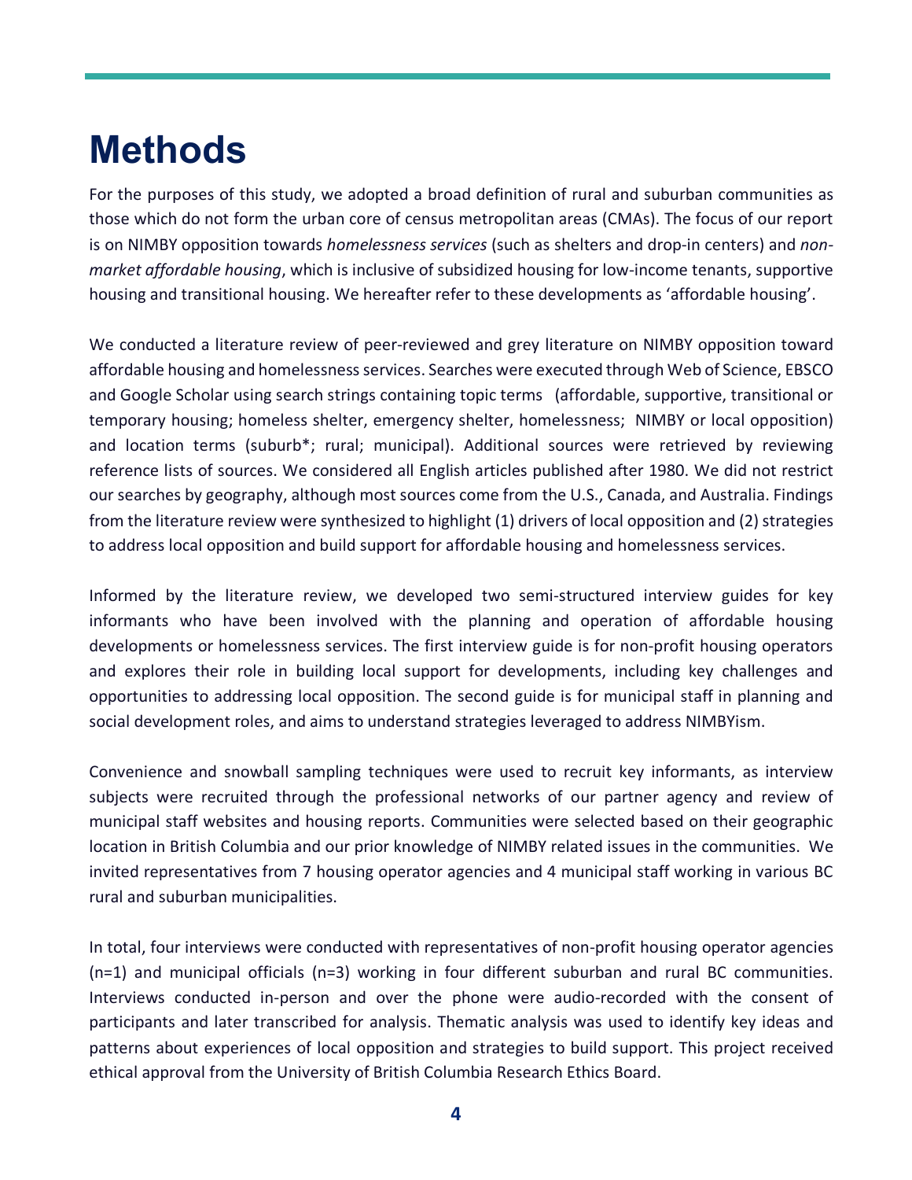# Methods

For the purposes of this study, we adopted a broad definition of rural and suburban communities as those which do not form the urban core of census metropolitan areas (CMAs). The focus of our report is on NIMBY opposition towards *homelessness services* (such as shelters and drop-in centers) and *non-market affordable housing*, which is inclusive of subsidized housing for low-income tenants, supportive housing and transitional housing. We hereafter refer to these developments as 'affordable housing'.

We conducted a literature review of peer-reviewed and grey literature on NIMBY opposition toward affordable housing and homelessness services. Searches were executed through Web of Science, EBSCO and Google Scholar using search strings containing topic terms (affordable, supportive, transitional or temporary housing; homeless shelter, emergency shelter, homelessness; NIMBY or local opposition) and location terms (suburb*; rural; municipal). Additional sources were retrieved by reviewing reference lists of sources. We considered all English articles published after 1980. We did not restrict our searches by geography, although most sources come from the U.S., Canada, and Australia. Findings from the literature review were synthesized to highlight (1) drivers of local opposition and (2) strategies to address local opposition and build support for affordable housing and homelessness services.

Informed by the literature review, we developed two semi-structured interview guides for key informants who have been involved with the planning and operation of affordable housing developments or homelessness services. The first interview guide is for non-profit housing operators and explores their role in building local support for developments, including key challenges and opportunities to addressing local opposition. The second guide is for municipal staff in planning and social development roles, and aims to understand strategies leveraged to address NIMBYism.

Convenience and snowball sampling techniques were used to recruit key informants, as interview subjects were recruited through the professional networks of our partner agency and review of municipal staff websites and housing reports. Communities were selected based on their geographic location in British Columbia and our prior knowledge of NIMBY related issues in the communities. We invited representatives from 7 housing operator agencies and 4 municipal staff working in various BC rural and suburban municipalities.

In total, four interviews were conducted with representatives of non-profit housing operator agencies (n=1) and municipal officials (n=3) working in four different suburban and rural BC communities. Interviews conducted in-person and over the phone were audio-recorded with the consent of participants and later transcribed for analysis. Thematic analysis was used to identify key ideas and patterns about experiences of local opposition and strategies to build support. This project received ethical approval from the University of British Columbia Research Ethics Board.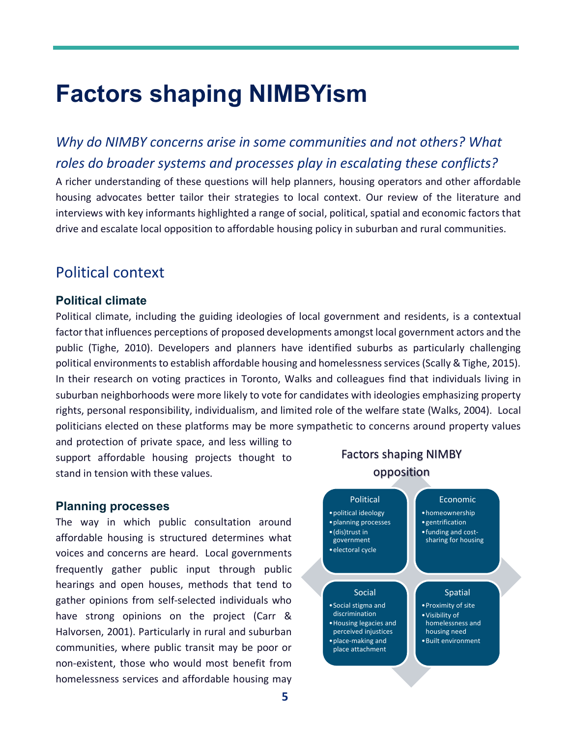# Factors shaping NIMBYism

## *Why do NIMBY concerns arise in some communities and not others? What roles do broader systems and processes play in escalating these conflicts?*

A richer understanding of these questions will help planners, housing operators and other affordable housing advocates better tailor their strategies to local context. Our review of the literature and interviews with key informants highlighted a range of social, political, spatial and economic factors that drive and escalate local opposition to affordable housing policy in suburban and rural communities.

## Political context

### Political climate

Political climate, including the guiding ideologies of local government and residents, is a contextual factor that influences perceptions of proposed developments amongst local government actors and the public (Tighe, 2010). Developers and planners have identified suburbs as particularly challenging political environments to establish affordable housing and homelessness services (Scally & Tighe, 2015). In their research on voting practices in Toronto, Walks and colleagues find that individuals living in suburban neighborhoods were more likely to vote for candidates with ideologies emphasizing property rights, personal responsibility, individualism, and limited role of the welfare state (Walks, 2004). Local politicians elected on these platforms may be more sympathetic to concerns around property values and protection of private space, and less willing to support affordable housing projects thought to stand in tension with these values.

Factors shaping NIMBY opposition

| Political | Economic |
|---|---|
| • political ideology<br>• planning processes<br>• (dis)trust in government<br>• electoral cycle | • homeownership<br>• gentrification<br>• funding and cost-sharing for housing |

| Social | Spatial |
|---|---|
| • Social stigma and discrimination<br>• Housing legacies and perceived injustices<br>• place-making and place attachment | • Proximity of site<br>• Visibility of homelessness and housing need<br>• Built environment |

### Planning processes

The way in which public consultation around affordable housing is structured determines what voices and concerns are heard. Local governments frequently gather public input through public hearings and open houses, methods that tend to gather opinions from self-selected individuals who have strong opinions on the project (Carr & Halvorsen, 2001). Particularly in rural and suburban communities, where public transit may be poor or non-existent, those who would most benefit from homelessness services and affordable housing may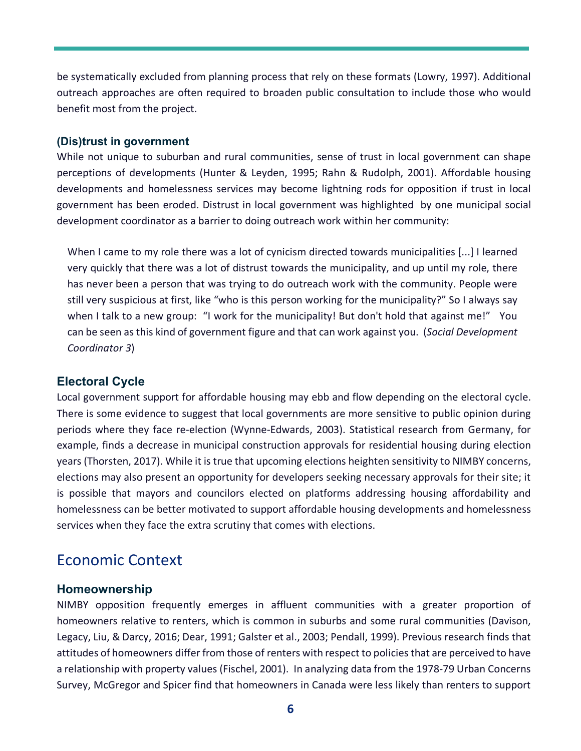be systematically excluded from planning process that rely on these formats (Lowry, 1997). Additional outreach approaches are often required to broaden public consultation to include those who would benefit most from the project.

### (Dis)trust in government

While not unique to suburban and rural communities, sense of trust in local government can shape perceptions of developments (Hunter & Leyden, 1995; Rahn & Rudolph, 2001). Affordable housing developments and homelessness services may become lightning rods for opposition if trust in local government has been eroded. Distrust in local government was highlighted by one municipal social development coordinator as a barrier to doing outreach work within her community:

> When I came to my role there was a lot of cynicism directed towards municipalities [...] I learned very quickly that there was a lot of distrust towards the municipality, and up until my role, there has never been a person that was trying to do outreach work with the community. People were still very suspicious at first, like "who is this person working for the municipality?" So I always say when I talk to a new group: "I work for the municipality! But don't hold that against me!" You can be seen as this kind of government figure and that can work against you. (*Social Development Coordinator 3*)

### Electoral Cycle

Local government support for affordable housing may ebb and flow depending on the electoral cycle. There is some evidence to suggest that local governments are more sensitive to public opinion during periods where they face re-election (Wynne-Edwards, 2003). Statistical research from Germany, for example, finds a decrease in municipal construction approvals for residential housing during election years (Thorsten, 2017). While it is true that upcoming elections heighten sensitivity to NIMBY concerns, elections may also present an opportunity for developers seeking necessary approvals for their site; it is possible that mayors and councilors elected on platforms addressing housing affordability and homelessness can be better motivated to support affordable housing developments and homelessness services when they face the extra scrutiny that comes with elections.

## Economic Context

### Homeownership

NIMBY opposition frequently emerges in affluent communities with a greater proportion of homeowners relative to renters, which is common in suburbs and some rural communities (Davison, Legacy, Liu, & Darcy, 2016; Dear, 1991; Galster et al., 2003; Pendall, 1999). Previous research finds that attitudes of homeowners differ from those of renters with respect to policies that are perceived to have a relationship with property values (Fischel, 2001). In analyzing data from the 1978-79 Urban Concerns Survey, McGregor and Spicer find that homeowners in Canada were less likely than renters to support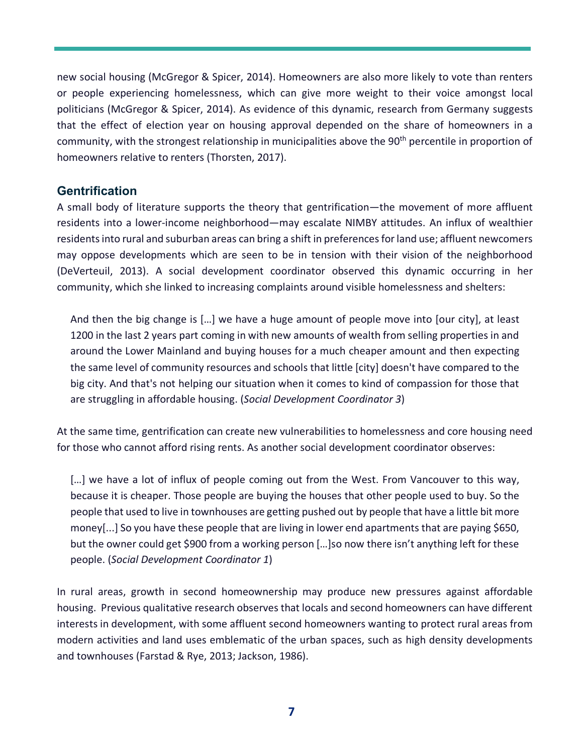new social housing (McGregor & Spicer, 2014). Homeowners are also more likely to vote than renters or people experiencing homelessness, which can give more weight to their voice amongst local politicians (McGregor & Spicer, 2014). As evidence of this dynamic, research from Germany suggests that the effect of election year on housing approval depended on the share of homeowners in a community, with the strongest relationship in municipalities above the 90th percentile in proportion of homeowners relative to renters (Thorsten, 2017).

## Gentrification

A small body of literature supports the theory that gentrification—the movement of more affluent residents into a lower-income neighborhood—may escalate NIMBY attitudes. An influx of wealthier residents into rural and suburban areas can bring a shift in preferences for land use; affluent newcomers may oppose developments which are seen to be in tension with their vision of the neighborhood (DeVerteuil, 2013). A social development coordinator observed this dynamic occurring in her community, which she linked to increasing complaints around visible homelessness and shelters:

> And then the big change is […] we have a huge amount of people move into [our city], at least 1200 in the last 2 years part coming in with new amounts of wealth from selling properties in and around the Lower Mainland and buying houses for a much cheaper amount and then expecting the same level of community resources and schools that little [city] doesn't have compared to the big city. And that's not helping our situation when it comes to kind of compassion for those that are struggling in affordable housing. (*Social Development Coordinator 3*)

At the same time, gentrification can create new vulnerabilities to homelessness and core housing need for those who cannot afford rising rents. As another social development coordinator observes:

> […] we have a lot of influx of people coming out from the West. From Vancouver to this way, because it is cheaper. Those people are buying the houses that other people used to buy. So the people that used to live in townhouses are getting pushed out by people that have a little bit more money[...] So you have these people that are living in lower end apartments that are paying $650, but the owner could get $900 from a working person […]so now there isn't anything left for these people. (*Social Development Coordinator 1*)

In rural areas, growth in second homeownership may produce new pressures against affordable housing. Previous qualitative research observes that locals and second homeowners can have different interests in development, with some affluent second homeowners wanting to protect rural areas from modern activities and land uses emblematic of the urban spaces, such as high density developments and townhouses (Farstad & Rye, 2013; Jackson, 1986).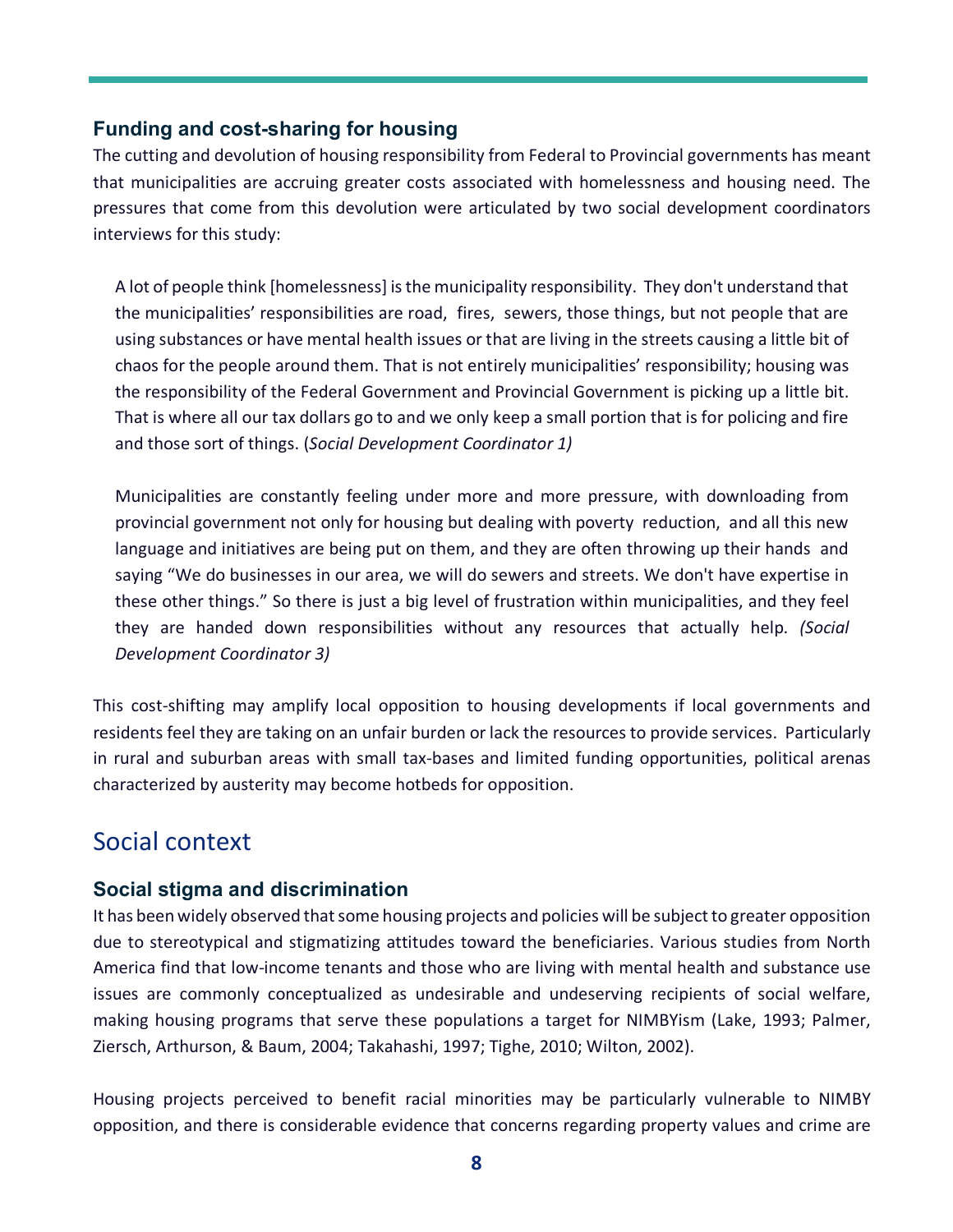### Funding and cost-sharing for housing

The cutting and devolution of housing responsibility from Federal to Provincial governments has meant that municipalities are accruing greater costs associated with homelessness and housing need. The pressures that come from this devolution were articulated by two social development coordinators interviews for this study:

> A lot of people think [homelessness] is the municipality responsibility. They don't understand that the municipalities' responsibilities are road, fires, sewers, those things, but not people that are using substances or have mental health issues or that are living in the streets causing a little bit of chaos for the people around them. That is not entirely municipalities' responsibility; housing was the responsibility of the Federal Government and Provincial Government is picking up a little bit. That is where all our tax dollars go to and we only keep a small portion that is for policing and fire and those sort of things. (*Social Development Coordinator 1)*

> Municipalities are constantly feeling under more and more pressure, with downloading from provincial government not only for housing but dealing with poverty reduction, and all this new language and initiatives are being put on them, and they are often throwing up their hands and saying "We do businesses in our area, we will do sewers and streets. We don't have expertise in these other things." So there is just a big level of frustration within municipalities, and they feel they are handed down responsibilities without any resources that actually help. *(Social Development Coordinator 3)*

This cost-shifting may amplify local opposition to housing developments if local governments and residents feel they are taking on an unfair burden or lack the resources to provide services. Particularly in rural and suburban areas with small tax-bases and limited funding opportunities, political arenas characterized by austerity may become hotbeds for opposition.

## Social context

### Social stigma and discrimination

It has been widely observed that some housing projects and policies will be subject to greater opposition due to stereotypical and stigmatizing attitudes toward the beneficiaries. Various studies from North America find that low-income tenants and those who are living with mental health and substance use issues are commonly conceptualized as undesirable and undeserving recipients of social welfare, making housing programs that serve these populations a target for NIMBYism (Lake, 1993; Palmer, Ziersch, Arthurson, & Baum, 2004; Takahashi, 1997; Tighe, 2010; Wilton, 2002).

Housing projects perceived to benefit racial minorities may be particularly vulnerable to NIMBY opposition, and there is considerable evidence that concerns regarding property values and crime are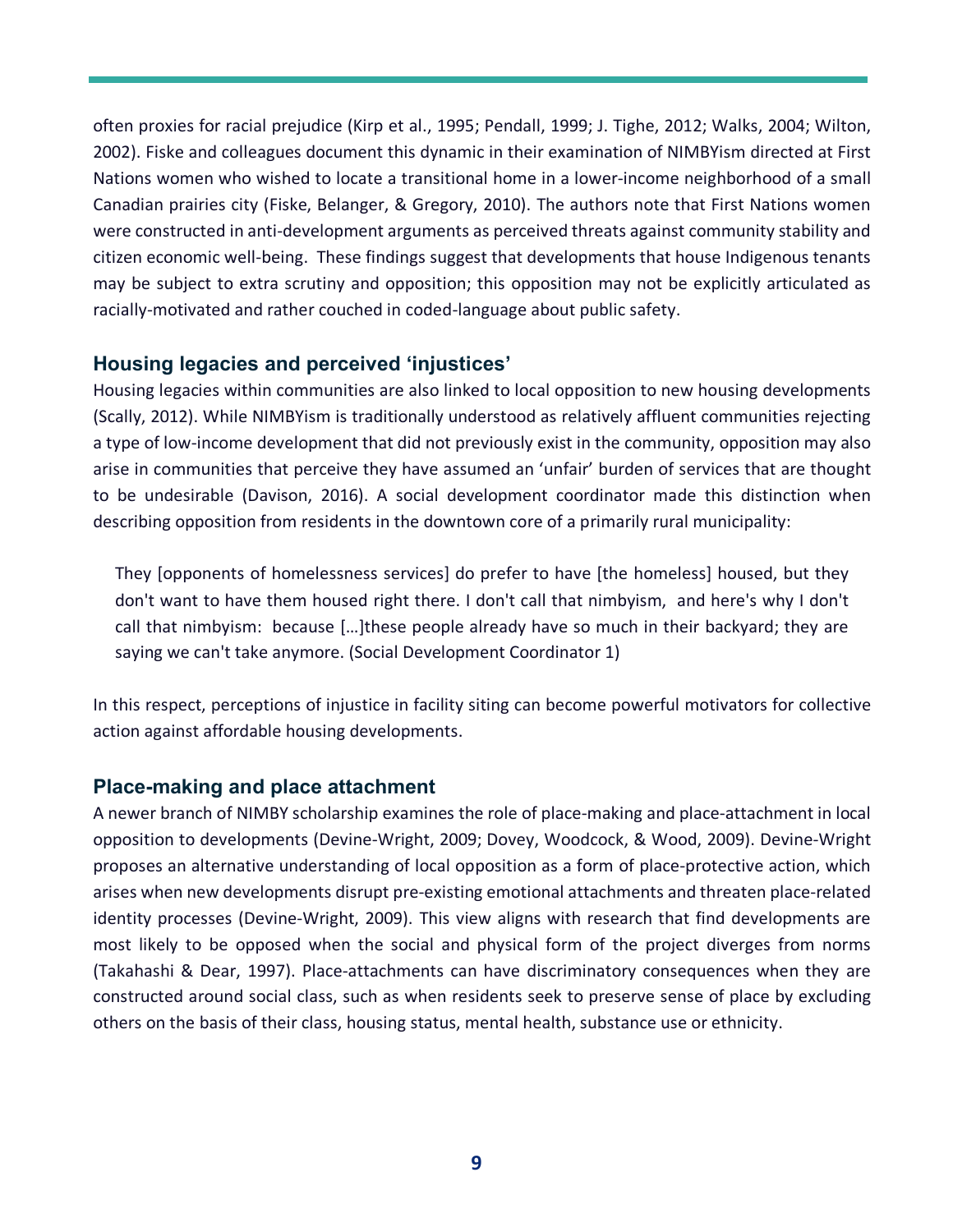often proxies for racial prejudice (Kirp et al., 1995; Pendall, 1999; J. Tighe, 2012; Walks, 2004; Wilton, 2002). Fiske and colleagues document this dynamic in their examination of NIMBYism directed at First Nations women who wished to locate a transitional home in a lower-income neighborhood of a small Canadian prairies city (Fiske, Belanger, & Gregory, 2010). The authors note that First Nations women were constructed in anti-development arguments as perceived threats against community stability and citizen economic well-being. These findings suggest that developments that house Indigenous tenants may be subject to extra scrutiny and opposition; this opposition may not be explicitly articulated as racially-motivated and rather couched in coded-language about public safety.

## Housing legacies and perceived 'injustices'

Housing legacies within communities are also linked to local opposition to new housing developments (Scally, 2012). While NIMBYism is traditionally understood as relatively affluent communities rejecting a type of low-income development that did not previously exist in the community, opposition may also arise in communities that perceive they have assumed an 'unfair' burden of services that are thought to be undesirable (Davison, 2016). A social development coordinator made this distinction when describing opposition from residents in the downtown core of a primarily rural municipality:

> They [opponents of homelessness services] do prefer to have [the homeless] housed, but they don't want to have them housed right there. I don't call that nimbyism, and here's why I don't call that nimbyism: because […]these people already have so much in their backyard; they are saying we can't take anymore. (Social Development Coordinator 1)

In this respect, perceptions of injustice in facility siting can become powerful motivators for collective action against affordable housing developments.

## Place-making and place attachment

A newer branch of NIMBY scholarship examines the role of place-making and place-attachment in local opposition to developments (Devine-Wright, 2009; Dovey, Woodcock, & Wood, 2009). Devine-Wright proposes an alternative understanding of local opposition as a form of place-protective action, which arises when new developments disrupt pre-existing emotional attachments and threaten place-related identity processes (Devine-Wright, 2009). This view aligns with research that find developments are most likely to be opposed when the social and physical form of the project diverges from norms (Takahashi & Dear, 1997). Place-attachments can have discriminatory consequences when they are constructed around social class, such as when residents seek to preserve sense of place by excluding others on the basis of their class, housing status, mental health, substance use or ethnicity.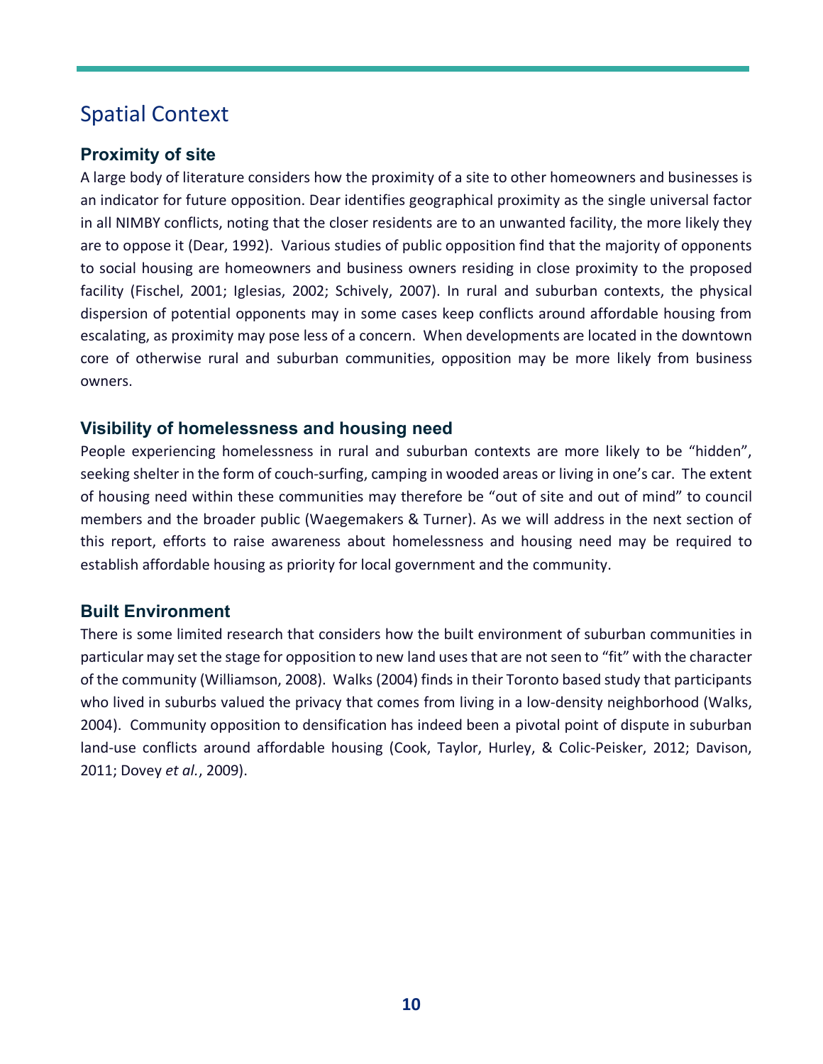## Spatial Context

### Proximity of site

A large body of literature considers how the proximity of a site to other homeowners and businesses is an indicator for future opposition. Dear identifies geographical proximity as the single universal factor in all NIMBY conflicts, noting that the closer residents are to an unwanted facility, the more likely they are to oppose it (Dear, 1992). Various studies of public opposition find that the majority of opponents to social housing are homeowners and business owners residing in close proximity to the proposed facility (Fischel, 2001; Iglesias, 2002; Schively, 2007). In rural and suburban contexts, the physical dispersion of potential opponents may in some cases keep conflicts around affordable housing from escalating, as proximity may pose less of a concern. When developments are located in the downtown core of otherwise rural and suburban communities, opposition may be more likely from business owners.

### Visibility of homelessness and housing need

People experiencing homelessness in rural and suburban contexts are more likely to be "hidden", seeking shelter in the form of couch-surfing, camping in wooded areas or living in one's car. The extent of housing need within these communities may therefore be "out of site and out of mind" to council members and the broader public (Waegemakers & Turner). As we will address in the next section of this report, efforts to raise awareness about homelessness and housing need may be required to establish affordable housing as priority for local government and the community.

### Built Environment

There is some limited research that considers how the built environment of suburban communities in particular may set the stage for opposition to new land uses that are not seen to "fit" with the character of the community (Williamson, 2008). Walks (2004) finds in their Toronto based study that participants who lived in suburbs valued the privacy that comes from living in a low-density neighborhood (Walks, 2004). Community opposition to densification has indeed been a pivotal point of dispute in suburban land-use conflicts around affordable housing (Cook, Taylor, Hurley, & Colic-Peisker, 2012; Davison, 2011; Dovey *et al.*, 2009).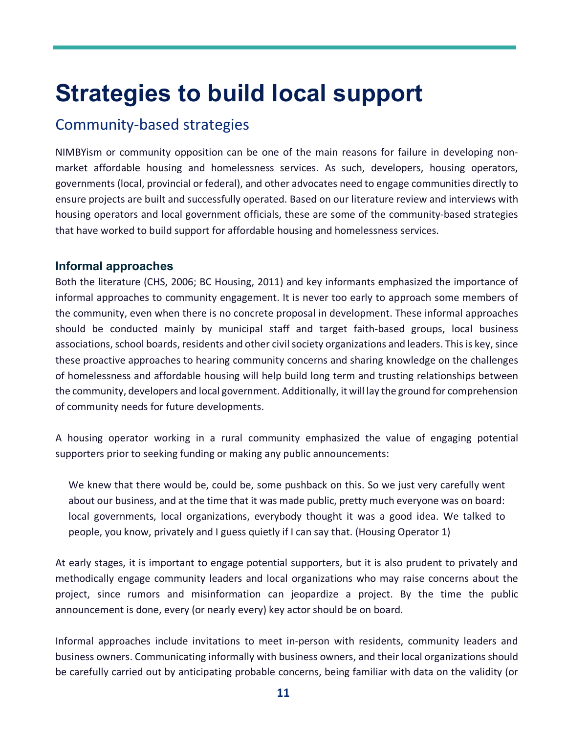# Strategies to build local support

## Community-based strategies

NIMBYism or community opposition can be one of the main reasons for failure in developing non-market affordable housing and homelessness services. As such, developers, housing operators, governments (local, provincial or federal), and other advocates need to engage communities directly to ensure projects are built and successfully operated. Based on our literature review and interviews with housing operators and local government officials, these are some of the community-based strategies that have worked to build support for affordable housing and homelessness services.

### Informal approaches

Both the literature (CHS, 2006; BC Housing, 2011) and key informants emphasized the importance of informal approaches to community engagement. It is never too early to approach some members of the community, even when there is no concrete proposal in development. These informal approaches should be conducted mainly by municipal staff and target faith-based groups, local business associations, school boards, residents and other civil society organizations and leaders. This is key, since these proactive approaches to hearing community concerns and sharing knowledge on the challenges of homelessness and affordable housing will help build long term and trusting relationships between the community, developers and local government. Additionally, it will lay the ground for comprehension of community needs for future developments.

A housing operator working in a rural community emphasized the value of engaging potential supporters prior to seeking funding or making any public announcements:

> We knew that there would be, could be, some pushback on this. So we just very carefully went about our business, and at the time that it was made public, pretty much everyone was on board: local governments, local organizations, everybody thought it was a good idea. We talked to people, you know, privately and I guess quietly if I can say that. (Housing Operator 1)

At early stages, it is important to engage potential supporters, but it is also prudent to privately and methodically engage community leaders and local organizations who may raise concerns about the project, since rumors and misinformation can jeopardize a project. By the time the public announcement is done, every (or nearly every) key actor should be on board.

Informal approaches include invitations to meet in-person with residents, community leaders and business owners. Communicating informally with business owners, and their local organizations should be carefully carried out by anticipating probable concerns, being familiar with data on the validity (or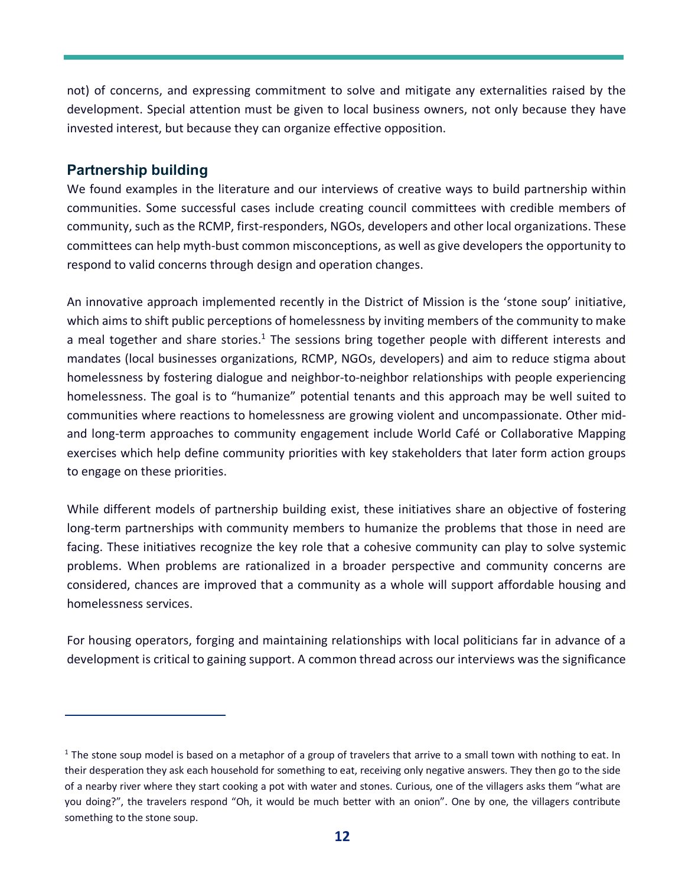not) of concerns, and expressing commitment to solve and mitigate any externalities raised by the development. Special attention must be given to local business owners, not only because they have invested interest, but because they can organize effective opposition.

## Partnership building

We found examples in the literature and our interviews of creative ways to build partnership within communities. Some successful cases include creating council committees with credible members of community, such as the RCMP, first-responders, NGOs, developers and other local organizations. These committees can help myth-bust common misconceptions, as well as give developers the opportunity to respond to valid concerns through design and operation changes.

An innovative approach implemented recently in the District of Mission is the 'stone soup' initiative, which aims to shift public perceptions of homelessness by inviting members of the community to make a meal together and share stories.[1] The sessions bring together people with different interests and mandates (local businesses organizations, RCMP, NGOs, developers) and aim to reduce stigma about homelessness by fostering dialogue and neighbor-to-neighbor relationships with people experiencing homelessness. The goal is to "humanize" potential tenants and this approach may be well suited to communities where reactions to homelessness are growing violent and uncompassionate. Other mid- and long-term approaches to community engagement include World Café or Collaborative Mapping exercises which help define community priorities with key stakeholders that later form action groups to engage on these priorities.

While different models of partnership building exist, these initiatives share an objective of fostering long-term partnerships with community members to humanize the problems that those in need are facing. These initiatives recognize the key role that a cohesive community can play to solve systemic problems. When problems are rationalized in a broader perspective and community concerns are considered, chances are improved that a community as a whole will support affordable housing and homelessness services.

For housing operators, forging and maintaining relationships with local politicians far in advance of a development is critical to gaining support. A common thread across our interviews was the significance

---

[1] The stone soup model is based on a metaphor of a group of travelers that arrive to a small town with nothing to eat. In their desperation they ask each household for something to eat, receiving only negative answers. They then go to the side of a nearby river where they start cooking a pot with water and stones. Curious, one of the villagers asks them "what are you doing?", the travelers respond "Oh, it would be much better with an onion". One by one, the villagers contribute something to the stone soup.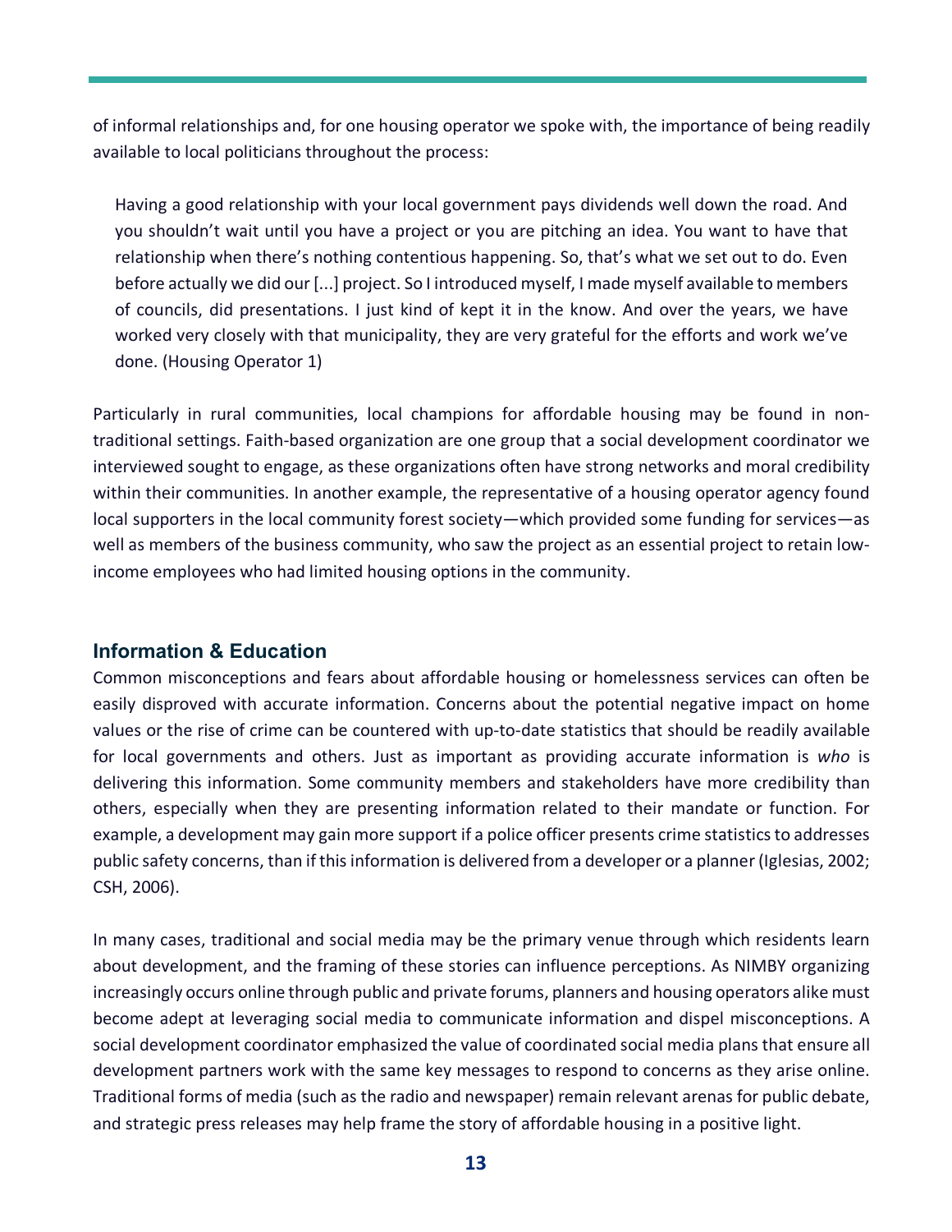of informal relationships and, for one housing operator we spoke with, the importance of being readily available to local politicians throughout the process:

> Having a good relationship with your local government pays dividends well down the road. And you shouldn't wait until you have a project or you are pitching an idea. You want to have that relationship when there's nothing contentious happening. So, that's what we set out to do. Even before actually we did our [...] project. So I introduced myself, I made myself available to members of councils, did presentations. I just kind of kept it in the know. And over the years, we have worked very closely with that municipality, they are very grateful for the efforts and work we've done. (Housing Operator 1)

Particularly in rural communities, local champions for affordable housing may be found in non-traditional settings. Faith-based organization are one group that a social development coordinator we interviewed sought to engage, as these organizations often have strong networks and moral credibility within their communities. In another example, the representative of a housing operator agency found local supporters in the local community forest society—which provided some funding for services—as well as members of the business community, who saw the project as an essential project to retain low-income employees who had limited housing options in the community.

### Information & Education

Common misconceptions and fears about affordable housing or homelessness services can often be easily disproved with accurate information. Concerns about the potential negative impact on home values or the rise of crime can be countered with up-to-date statistics that should be readily available for local governments and others. Just as important as providing accurate information is *who* is delivering this information. Some community members and stakeholders have more credibility than others, especially when they are presenting information related to their mandate or function. For example, a development may gain more support if a police officer presents crime statistics to addresses public safety concerns, than if this information is delivered from a developer or a planner (Iglesias, 2002; CSH, 2006).

In many cases, traditional and social media may be the primary venue through which residents learn about development, and the framing of these stories can influence perceptions. As NIMBY organizing increasingly occurs online through public and private forums, planners and housing operators alike must become adept at leveraging social media to communicate information and dispel misconceptions. A social development coordinator emphasized the value of coordinated social media plans that ensure all development partners work with the same key messages to respond to concerns as they arise online. Traditional forms of media (such as the radio and newspaper) remain relevant arenas for public debate, and strategic press releases may help frame the story of affordable housing in a positive light.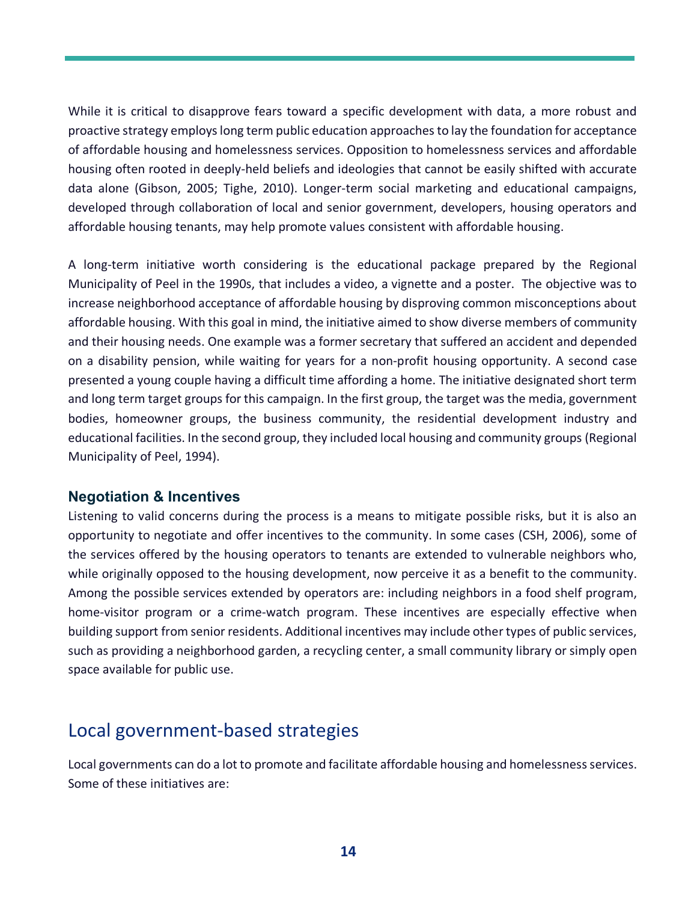While it is critical to disapprove fears toward a specific development with data, a more robust and proactive strategy employs long term public education approaches to lay the foundation for acceptance of affordable housing and homelessness services. Opposition to homelessness services and affordable housing often rooted in deeply-held beliefs and ideologies that cannot be easily shifted with accurate data alone (Gibson, 2005; Tighe, 2010). Longer-term social marketing and educational campaigns, developed through collaboration of local and senior government, developers, housing operators and affordable housing tenants, may help promote values consistent with affordable housing.

A long-term initiative worth considering is the educational package prepared by the Regional Municipality of Peel in the 1990s, that includes a video, a vignette and a poster. The objective was to increase neighborhood acceptance of affordable housing by disproving common misconceptions about affordable housing. With this goal in mind, the initiative aimed to show diverse members of community and their housing needs. One example was a former secretary that suffered an accident and depended on a disability pension, while waiting for years for a non-profit housing opportunity. A second case presented a young couple having a difficult time affording a home. The initiative designated short term and long term target groups for this campaign. In the first group, the target was the media, government bodies, homeowner groups, the business community, the residential development industry and educational facilities. In the second group, they included local housing and community groups (Regional Municipality of Peel, 1994).

### Negotiation & Incentives

Listening to valid concerns during the process is a means to mitigate possible risks, but it is also an opportunity to negotiate and offer incentives to the community. In some cases (CSH, 2006), some of the services offered by the housing operators to tenants are extended to vulnerable neighbors who, while originally opposed to the housing development, now perceive it as a benefit to the community. Among the possible services extended by operators are: including neighbors in a food shelf program, home-visitor program or a crime-watch program. These incentives are especially effective when building support from senior residents. Additional incentives may include other types of public services, such as providing a neighborhood garden, a recycling center, a small community library or simply open space available for public use.

## Local government-based strategies

Local governments can do a lot to promote and facilitate affordable housing and homelessness services. Some of these initiatives are: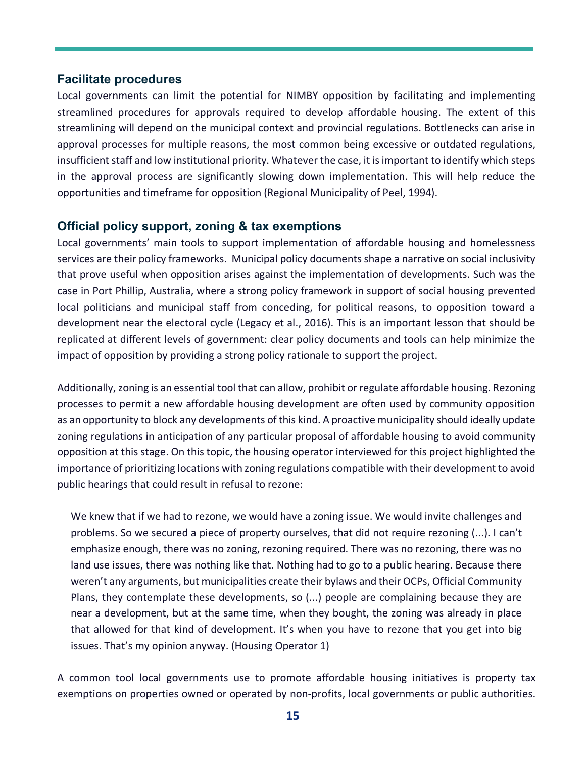## Facilitate procedures

Local governments can limit the potential for NIMBY opposition by facilitating and implementing streamlined procedures for approvals required to develop affordable housing. The extent of this streamlining will depend on the municipal context and provincial regulations. Bottlenecks can arise in approval processes for multiple reasons, the most common being excessive or outdated regulations, insufficient staff and low institutional priority. Whatever the case, it is important to identify which steps in the approval process are significantly slowing down implementation. This will help reduce the opportunities and timeframe for opposition (Regional Municipality of Peel, 1994).

## Official policy support, zoning & tax exemptions

Local governments' main tools to support implementation of affordable housing and homelessness services are their policy frameworks. Municipal policy documents shape a narrative on social inclusivity that prove useful when opposition arises against the implementation of developments. Such was the case in Port Phillip, Australia, where a strong policy framework in support of social housing prevented local politicians and municipal staff from conceding, for political reasons, to opposition toward a development near the electoral cycle (Legacy et al., 2016). This is an important lesson that should be replicated at different levels of government: clear policy documents and tools can help minimize the impact of opposition by providing a strong policy rationale to support the project.

Additionally, zoning is an essential tool that can allow, prohibit or regulate affordable housing. Rezoning processes to permit a new affordable housing development are often used by community opposition as an opportunity to block any developments of this kind. A proactive municipality should ideally update zoning regulations in anticipation of any particular proposal of affordable housing to avoid community opposition at this stage. On this topic, the housing operator interviewed for this project highlighted the importance of prioritizing locations with zoning regulations compatible with their development to avoid public hearings that could result in refusal to rezone:

> We knew that if we had to rezone, we would have a zoning issue. We would invite challenges and problems. So we secured a piece of property ourselves, that did not require rezoning (...). I can't emphasize enough, there was no zoning, rezoning required. There was no rezoning, there was no land use issues, there was nothing like that. Nothing had to go to a public hearing. Because there weren't any arguments, but municipalities create their bylaws and their OCPs, Official Community Plans, they contemplate these developments, so (...) people are complaining because they are near a development, but at the same time, when they bought, the zoning was already in place that allowed for that kind of development. It's when you have to rezone that you get into big issues. That's my opinion anyway. (Housing Operator 1)

A common tool local governments use to promote affordable housing initiatives is property tax exemptions on properties owned or operated by non-profits, local governments or public authorities.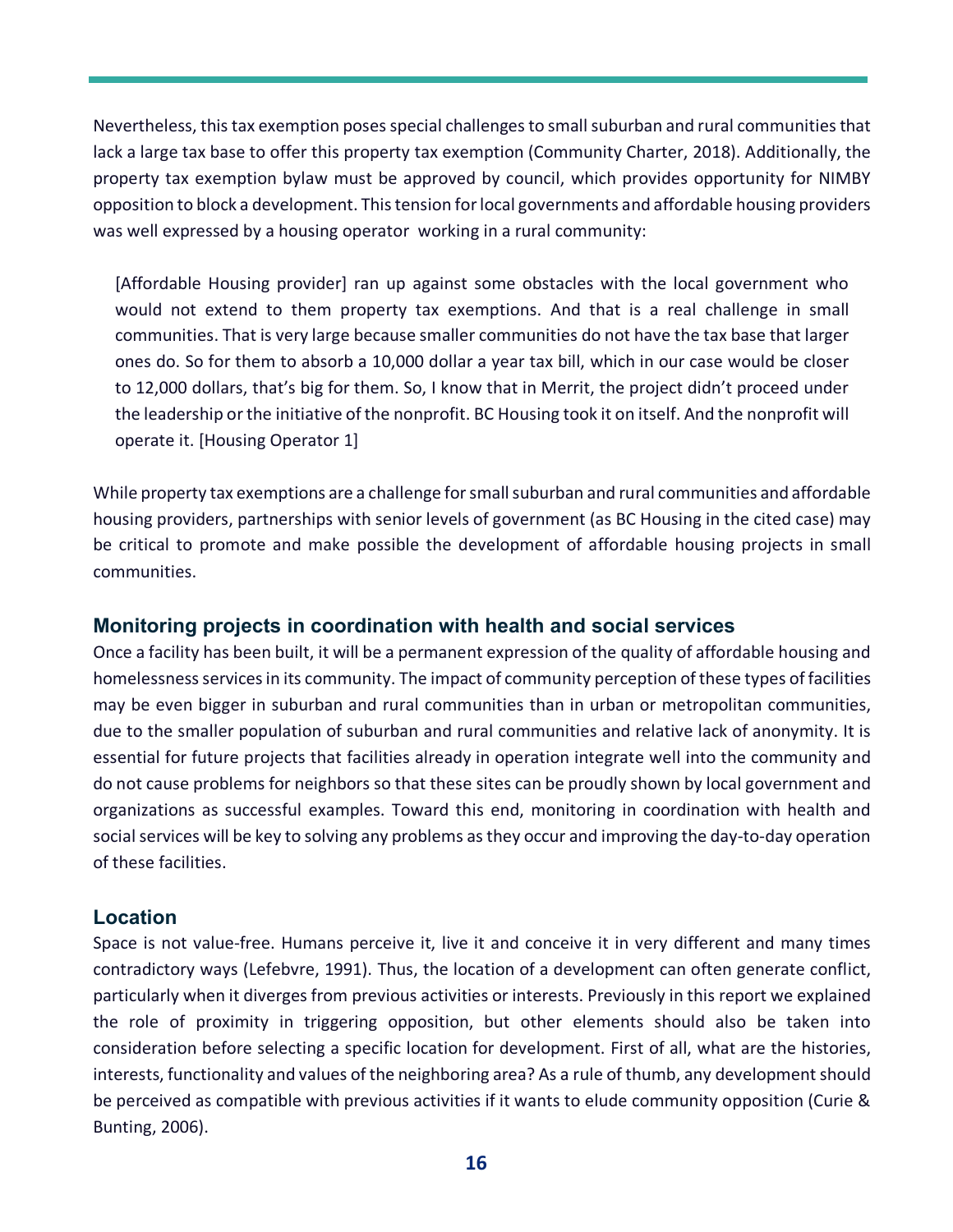Nevertheless, this tax exemption poses special challenges to small suburban and rural communities that lack a large tax base to offer this property tax exemption (Community Charter, 2018). Additionally, the property tax exemption bylaw must be approved by council, which provides opportunity for NIMBY opposition to block a development. This tension for local governments and affordable housing providers was well expressed by a housing operator working in a rural community:

> [Affordable Housing provider] ran up against some obstacles with the local government who would not extend to them property tax exemptions. And that is a real challenge in small communities. That is very large because smaller communities do not have the tax base that larger ones do. So for them to absorb a 10,000 dollar a year tax bill, which in our case would be closer to 12,000 dollars, that's big for them. So, I know that in Merrit, the project didn't proceed under the leadership or the initiative of the nonprofit. BC Housing took it on itself. And the nonprofit will operate it. [Housing Operator 1]

While property tax exemptions are a challenge for small suburban and rural communities and affordable housing providers, partnerships with senior levels of government (as BC Housing in the cited case) may be critical to promote and make possible the development of affordable housing projects in small communities.

## Monitoring projects in coordination with health and social services

Once a facility has been built, it will be a permanent expression of the quality of affordable housing and homelessness services in its community. The impact of community perception of these types of facilities may be even bigger in suburban and rural communities than in urban or metropolitan communities, due to the smaller population of suburban and rural communities and relative lack of anonymity. It is essential for future projects that facilities already in operation integrate well into the community and do not cause problems for neighbors so that these sites can be proudly shown by local government and organizations as successful examples. Toward this end, monitoring in coordination with health and social services will be key to solving any problems as they occur and improving the day-to-day operation of these facilities.

## Location

Space is not value-free. Humans perceive it, live it and conceive it in very different and many times contradictory ways (Lefebvre, 1991). Thus, the location of a development can often generate conflict, particularly when it diverges from previous activities or interests. Previously in this report we explained the role of proximity in triggering opposition, but other elements should also be taken into consideration before selecting a specific location for development. First of all, what are the histories, interests, functionality and values of the neighboring area? As a rule of thumb, any development should be perceived as compatible with previous activities if it wants to elude community opposition (Curie & Bunting, 2006).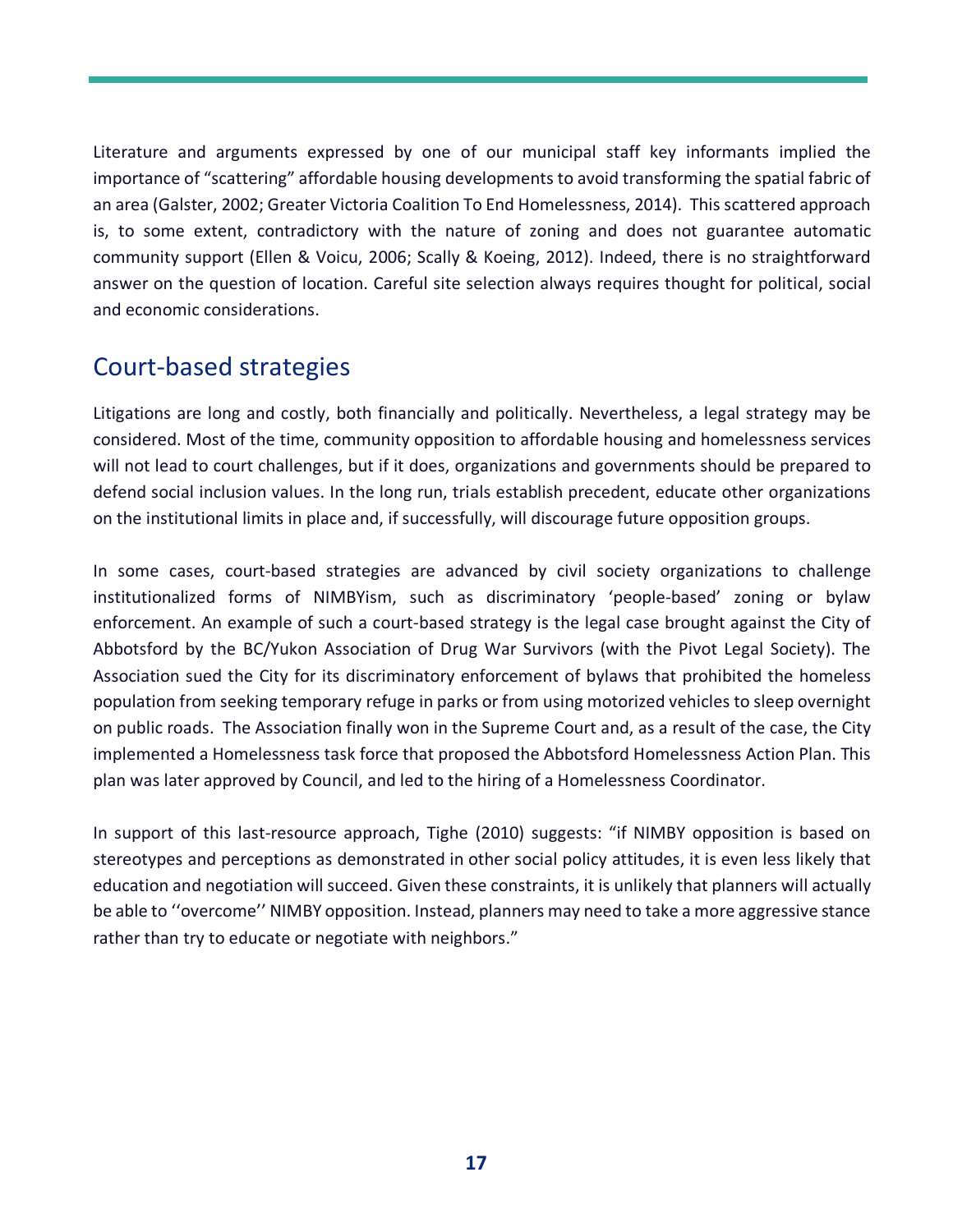Literature and arguments expressed by one of our municipal staff key informants implied the importance of "scattering" affordable housing developments to avoid transforming the spatial fabric of an area (Galster, 2002; Greater Victoria Coalition To End Homelessness, 2014). This scattered approach is, to some extent, contradictory with the nature of zoning and does not guarantee automatic community support (Ellen & Voicu, 2006; Scally & Koeing, 2012). Indeed, there is no straightforward answer on the question of location. Careful site selection always requires thought for political, social and economic considerations.

## Court-based strategies

Litigations are long and costly, both financially and politically. Nevertheless, a legal strategy may be considered. Most of the time, community opposition to affordable housing and homelessness services will not lead to court challenges, but if it does, organizations and governments should be prepared to defend social inclusion values. In the long run, trials establish precedent, educate other organizations on the institutional limits in place and, if successfully, will discourage future opposition groups.

In some cases, court-based strategies are advanced by civil society organizations to challenge institutionalized forms of NIMBYism, such as discriminatory 'people-based' zoning or bylaw enforcement. An example of such a court-based strategy is the legal case brought against the City of Abbotsford by the BC/Yukon Association of Drug War Survivors (with the Pivot Legal Society). The Association sued the City for its discriminatory enforcement of bylaws that prohibited the homeless population from seeking temporary refuge in parks or from using motorized vehicles to sleep overnight on public roads. The Association finally won in the Supreme Court and, as a result of the case, the City implemented a Homelessness task force that proposed the Abbotsford Homelessness Action Plan. This plan was later approved by Council, and led to the hiring of a Homelessness Coordinator.

In support of this last-resource approach, Tighe (2010) suggests: "if NIMBY opposition is based on stereotypes and perceptions as demonstrated in other social policy attitudes, it is even less likely that education and negotiation will succeed. Given these constraints, it is unlikely that planners will actually be able to ''overcome'' NIMBY opposition. Instead, planners may need to take a more aggressive stance rather than try to educate or negotiate with neighbors."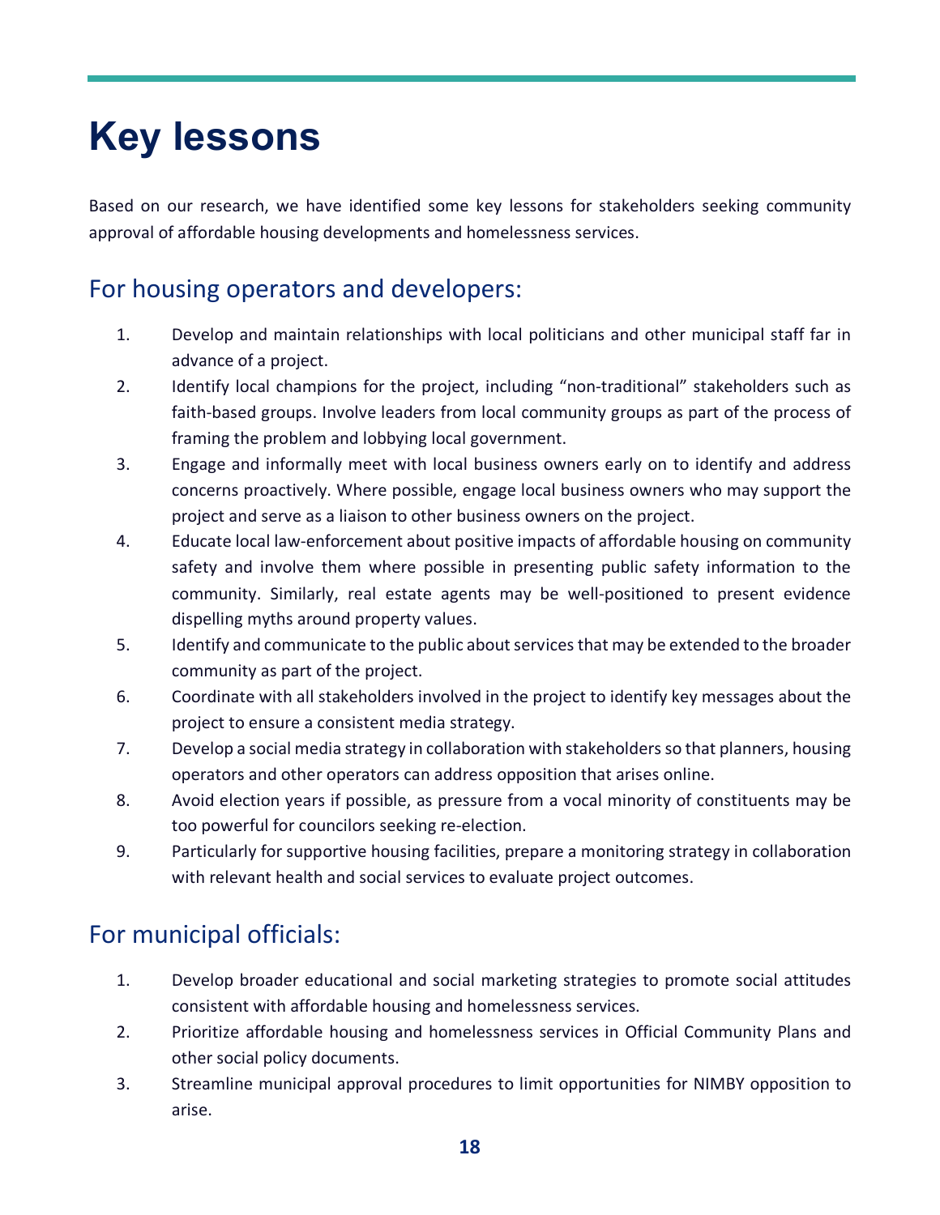# Key lessons

Based on our research, we have identified some key lessons for stakeholders seeking community approval of affordable housing developments and homelessness services.

## For housing operators and developers:

1. Develop and maintain relationships with local politicians and other municipal staff far in advance of a project.
2. Identify local champions for the project, including "non-traditional" stakeholders such as faith-based groups. Involve leaders from local community groups as part of the process of framing the problem and lobbying local government.
3. Engage and informally meet with local business owners early on to identify and address concerns proactively. Where possible, engage local business owners who may support the project and serve as a liaison to other business owners on the project.
4. Educate local law-enforcement about positive impacts of affordable housing on community safety and involve them where possible in presenting public safety information to the community. Similarly, real estate agents may be well-positioned to present evidence dispelling myths around property values.
5. Identify and communicate to the public about services that may be extended to the broader community as part of the project.
6. Coordinate with all stakeholders involved in the project to identify key messages about the project to ensure a consistent media strategy.
7. Develop a social media strategy in collaboration with stakeholders so that planners, housing operators and other operators can address opposition that arises online.
8. Avoid election years if possible, as pressure from a vocal minority of constituents may be too powerful for councilors seeking re-election.
9. Particularly for supportive housing facilities, prepare a monitoring strategy in collaboration with relevant health and social services to evaluate project outcomes.

## For municipal officials:

1. Develop broader educational and social marketing strategies to promote social attitudes consistent with affordable housing and homelessness services.
2. Prioritize affordable housing and homelessness services in Official Community Plans and other social policy documents.
3. Streamline municipal approval procedures to limit opportunities for NIMBY opposition to arise.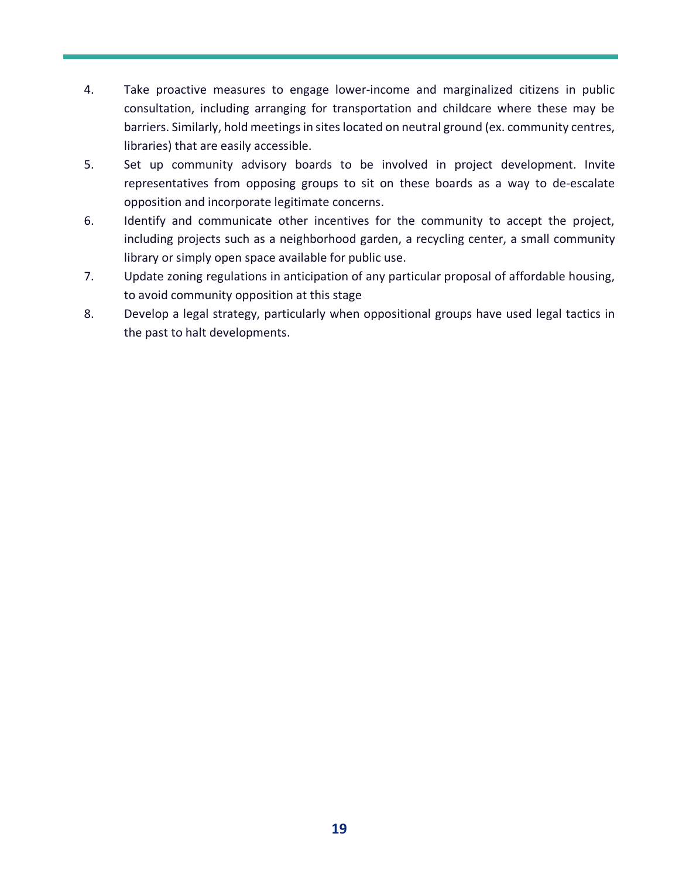4. Take proactive measures to engage lower-income and marginalized citizens in public consultation, including arranging for transportation and childcare where these may be barriers. Similarly, hold meetings in sites located on neutral ground (ex. community centres, libraries) that are easily accessible.
5. Set up community advisory boards to be involved in project development. Invite representatives from opposing groups to sit on these boards as a way to de-escalate opposition and incorporate legitimate concerns.
6. Identify and communicate other incentives for the community to accept the project, including projects such as a neighborhood garden, a recycling center, a small community library or simply open space available for public use.
7. Update zoning regulations in anticipation of any particular proposal of affordable housing, to avoid community opposition at this stage
8. Develop a legal strategy, particularly when oppositional groups have used legal tactics in the past to halt developments.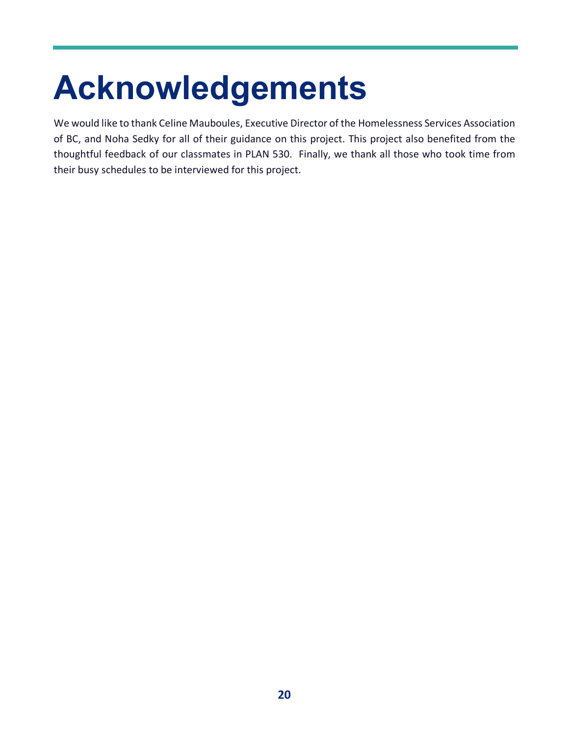# Acknowledgements

We would like to thank Celine Mauboules, Executive Director of the Homelessness Services Association of BC, and Noha Sedky for all of their guidance on this project. This project also benefited from the thoughtful feedback of our classmates in PLAN 530. Finally, we thank all those who took time from their busy schedules to be interviewed for this project.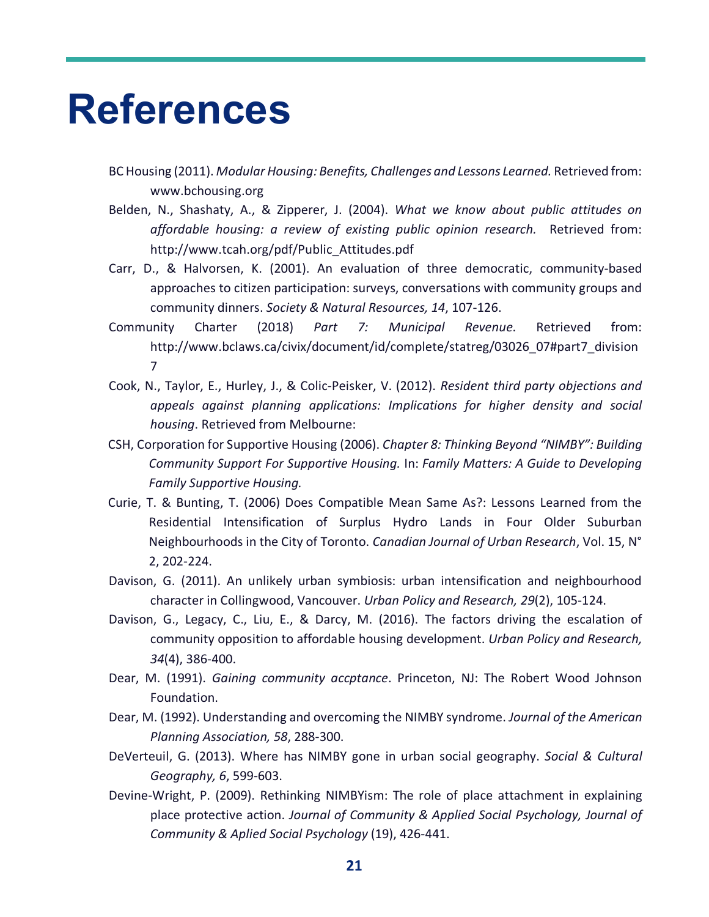# References

BC Housing (2011). *Modular Housing: Benefits, Challenges and Lessons Learned.* Retrieved from: www.bchousing.org

Belden, N., Shashaty, A., & Zipperer, J. (2004). *What we know about public attitudes on affordable housing: a review of existing public opinion research.* Retrieved from: http://www.tcah.org/pdf/Public_Attitudes.pdf

Carr, D., & Halvorsen, K. (2001). An evaluation of three democratic, community-based approaches to citizen participation: surveys, conversations with community groups and community dinners. *Society & Natural Resources, 14*, 107-126.

Community Charter (2018) *Part 7: Municipal Revenue*. Retrieved from: http://www.bclaws.ca/civix/document/id/complete/statreg/03026_07#part7_division7

Cook, N., Taylor, E., Hurley, J., & Colic-Peisker, V. (2012). *Resident third party objections and appeals against planning applications: Implications for higher density and social housing*. Retrieved from Melbourne:

CSH, Corporation for Supportive Housing (2006). *Chapter 8: Thinking Beyond "NIMBY": Building Community Support For Supportive Housing.* In: *Family Matters: A Guide to Developing Family Supportive Housing.*

Curie, T. & Bunting, T. (2006) Does Compatible Mean Same As?: Lessons Learned from the Residential Intensification of Surplus Hydro Lands in Four Older Suburban Neighbourhoods in the City of Toronto. *Canadian Journal of Urban Research*, Vol. 15, N° 2, 202-224.

Davison, G. (2011). An unlikely urban symbiosis: urban intensification and neighbourhood character in Collingwood, Vancouver. *Urban Policy and Research, 29*(2), 105-124.

Davison, G., Legacy, C., Liu, E., & Darcy, M. (2016). The factors driving the escalation of community opposition to affordable housing development. *Urban Policy and Research, 34*(4), 386-400.

Dear, M. (1991). *Gaining community accptance*. Princeton, NJ: The Robert Wood Johnson Foundation.

Dear, M. (1992). Understanding and overcoming the NIMBY syndrome. *Journal of the American Planning Association, 58*, 288-300.

DeVerteuil, G. (2013). Where has NIMBY gone in urban social geography. *Social & Cultural Geography, 6*, 599-603.

Devine-Wright, P. (2009). Rethinking NIMBYism: The role of place attachment in explaining place protective action. *Journal of Community & Applied Social Psychology, Journal of Community & Aplied Social Psychology* (19), 426-441.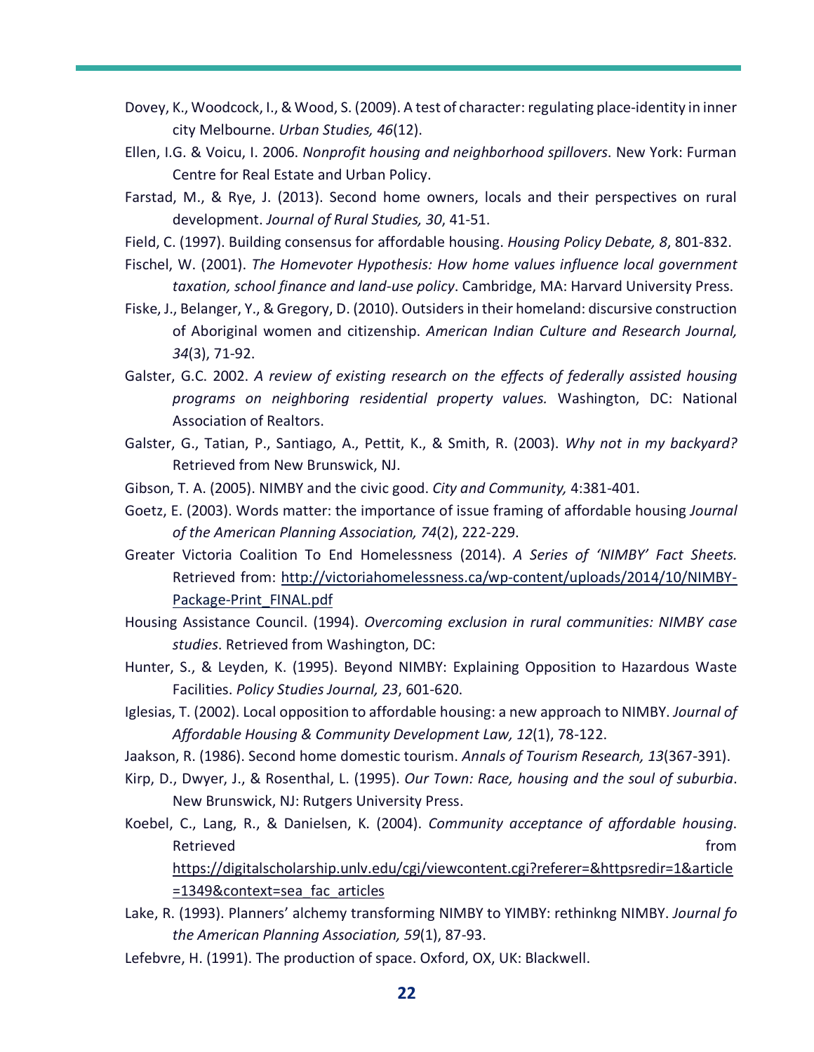Dovey, K., Woodcock, I., & Wood, S. (2009). A test of character: regulating place-identity in inner city Melbourne. *Urban Studies, 46*(12).

Ellen, I.G. & Voicu, I. 2006. *Nonprofit housing and neighborhood spillovers*. New York: Furman Centre for Real Estate and Urban Policy.

Farstad, M., & Rye, J. (2013). Second home owners, locals and their perspectives on rural development. *Journal of Rural Studies, 30*, 41-51.

Field, C. (1997). Building consensus for affordable housing. *Housing Policy Debate, 8*, 801-832.

Fischel, W. (2001). *The Homevoter Hypothesis: How home values influence local government taxation, school finance and land-use policy*. Cambridge, MA: Harvard University Press.

Fiske, J., Belanger, Y., & Gregory, D. (2010). Outsiders in their homeland: discursive construction of Aboriginal women and citizenship. *American Indian Culture and Research Journal, 34*(3), 71-92.

Galster, G.C. 2002. *A review of existing research on the effects of federally assisted housing programs on neighboring residential property values.* Washington, DC: National Association of Realtors.

Galster, G., Tatian, P., Santiago, A., Pettit, K., & Smith, R. (2003). *Why not in my backyard?* Retrieved from New Brunswick, NJ.

Gibson, T. A. (2005). NIMBY and the civic good. *City and Community,* 4:381-401.

Goetz, E. (2003). Words matter: the importance of issue framing of affordable housing *Journal of the American Planning Association, 74*(2), 222-229.

Greater Victoria Coalition To End Homelessness (2014). *A Series of 'NIMBY' Fact Sheets.* Retrieved from: http://victoriahomelessness.ca/wp-content/uploads/2014/10/NIMBY-Package-Print_FINAL.pdf

Housing Assistance Council. (1994). *Overcoming exclusion in rural communities: NIMBY case studies*. Retrieved from Washington, DC:

Hunter, S., & Leyden, K. (1995). Beyond NIMBY: Explaining Opposition to Hazardous Waste Facilities. *Policy Studies Journal, 23*, 601-620.

Iglesias, T. (2002). Local opposition to affordable housing: a new approach to NIMBY. *Journal of Affordable Housing & Community Development Law, 12*(1), 78-122.

Jaakson, R. (1986). Second home domestic tourism. *Annals of Tourism Research, 13*(367-391).

Kirp, D., Dwyer, J., & Rosenthal, L. (1995). *Our Town: Race, housing and the soul of suburbia*. New Brunswick, NJ: Rutgers University Press.

Koebel, C., Lang, R., & Danielsen, K. (2004). *Community acceptance of affordable housing*. Retrieved from https://digitalscholarship.unlv.edu/cgi/viewcontent.cgi?referer=&httpsredir=1&article=1349&context=sea_fac_articles

Lake, R. (1993). Planners' alchemy transforming NIMBY to YIMBY: rethinkng NIMBY. *Journal fo the American Planning Association, 59*(1), 87-93.

Lefebvre, H. (1991). The production of space. Oxford, OX, UK: Blackwell.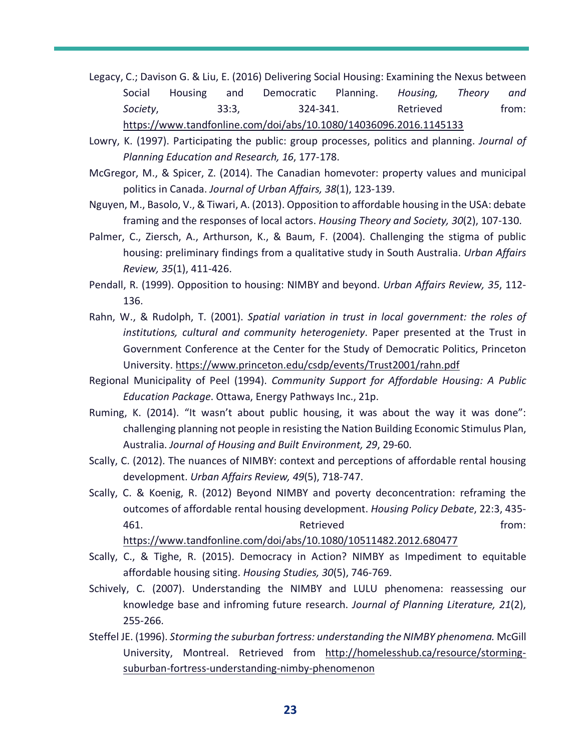Legacy, C.; Davison G. & Liu, E. (2016) Delivering Social Housing: Examining the Nexus between Social Housing and Democratic Planning. *Housing, Theory and Society*, 33:3, 324-341. Retrieved from: https://www.tandfonline.com/doi/abs/10.1080/14036096.2016.1145133

Lowry, K. (1997). Participating the public: group processes, politics and planning. *Journal of Planning Education and Research, 16*, 177-178.

McGregor, M., & Spicer, Z. (2014). The Canadian homevoter: property values and municipal politics in Canada. *Journal of Urban Affairs, 38*(1), 123-139.

Nguyen, M., Basolo, V., & Tiwari, A. (2013). Opposition to affordable housing in the USA: debate framing and the responses of local actors. *Housing Theory and Society, 30*(2), 107-130.

Palmer, C., Ziersch, A., Arthurson, K., & Baum, F. (2004). Challenging the stigma of public housing: preliminary findings from a qualitative study in South Australia. *Urban Affairs Review, 35*(1), 411-426.

Pendall, R. (1999). Opposition to housing: NIMBY and beyond. *Urban Affairs Review, 35*, 112-136.

Rahn, W., & Rudolph, T. (2001). *Spatial variation in trust in local government: the roles of institutions, cultural and community heterogeniety*. Paper presented at the Trust in Government Conference at the Center for the Study of Democratic Politics, Princeton University. https://www.princeton.edu/csdp/events/Trust2001/rahn.pdf

Regional Municipality of Peel (1994). *Community Support for Affordable Housing: A Public Education Package*. Ottawa, Energy Pathways Inc., 21p.

Ruming, K. (2014). "It wasn't about public housing, it was about the way it was done": challenging planning not people in resisting the Nation Building Economic Stimulus Plan, Australia. *Journal of Housing and Built Environment, 29*, 29-60.

Scally, C. (2012). The nuances of NIMBY: context and perceptions of affordable rental housing development. *Urban Affairs Review, 49*(5), 718-747.

Scally, C. & Koenig, R. (2012) Beyond NIMBY and poverty deconcentration: reframing the outcomes of affordable rental housing development. *Housing Policy Debate*, 22:3, 435-461. Retrieved from: https://www.tandfonline.com/doi/abs/10.1080/10511482.2012.680477

Scally, C., & Tighe, R. (2015). Democracy in Action? NIMBY as Impediment to equitable affordable housing siting. *Housing Studies, 30*(5), 746-769.

Schively, C. (2007). Understanding the NIMBY and LULU phenomena: reassessing our knowledge base and infroming future research. *Journal of Planning Literature, 21*(2), 255-266.

Steffel JE. (1996). *Storming the suburban fortress: understanding the NIMBY phenomena.* McGill University, Montreal. Retrieved from http://homelesshub.ca/resource/storming-suburban-fortress-understanding-nimby-phenomenon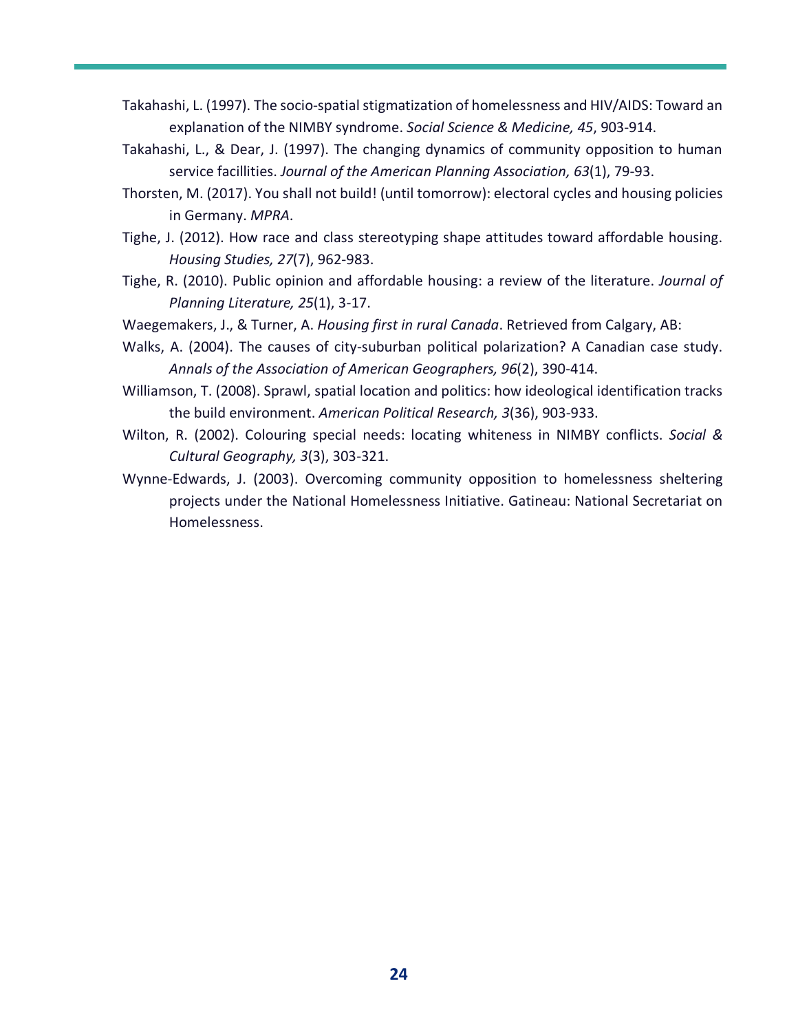Takahashi, L. (1997). The socio-spatial stigmatization of homelessness and HIV/AIDS: Toward an explanation of the NIMBY syndrome. *Social Science & Medicine, 45*, 903-914.

Takahashi, L., & Dear, J. (1997). The changing dynamics of community opposition to human service facillities. *Journal of the American Planning Association, 63*(1), 79-93.

Thorsten, M. (2017). You shall not build! (until tomorrow): electoral cycles and housing policies in Germany. *MPRA*.

Tighe, J. (2012). How race and class stereotyping shape attitudes toward affordable housing. *Housing Studies, 27*(7), 962-983.

Tighe, R. (2010). Public opinion and affordable housing: a review of the literature. *Journal of Planning Literature, 25*(1), 3-17.

Waegemakers, J., & Turner, A. *Housing first in rural Canada*. Retrieved from Calgary, AB:

Walks, A. (2004). The causes of city-suburban political polarization? A Canadian case study. *Annals of the Association of American Geographers, 96*(2), 390-414.

Williamson, T. (2008). Sprawl, spatial location and politics: how ideological identification tracks the build environment. *American Political Research, 3*(36), 903-933.

Wilton, R. (2002). Colouring special needs: locating whiteness in NIMBY conflicts. *Social & Cultural Geography, 3*(3), 303-321.

Wynne-Edwards, J. (2003). Overcoming community opposition to homelessness sheltering projects under the National Homelessness Initiative. Gatineau: National Secretariat on Homelessness.